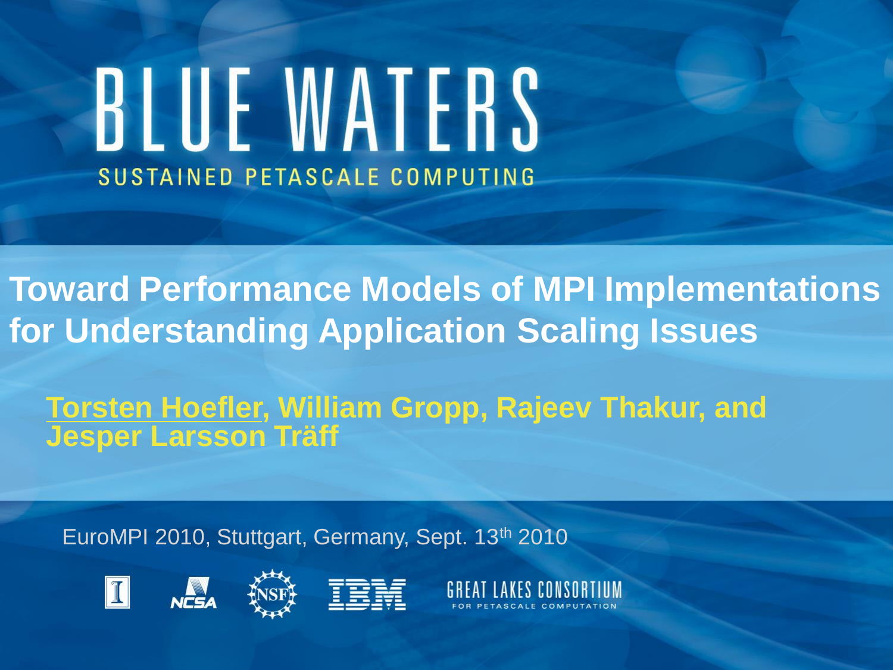# BLUE WATERS

SUSTAINED PETASCALE COMPUTING

## Toward Performance Models of MPI Implementations for Understanding Application Scaling Issues

**Torsten Hoefler, William Gropp, Rajeev Thakur, and Jesper Larsson Träff**

EuroMPI 2010, Stuttgart, Germany, Sept. 13th 2010

GREAT LAKES CONSORTIUM FOR PETASCALE COMPUTATION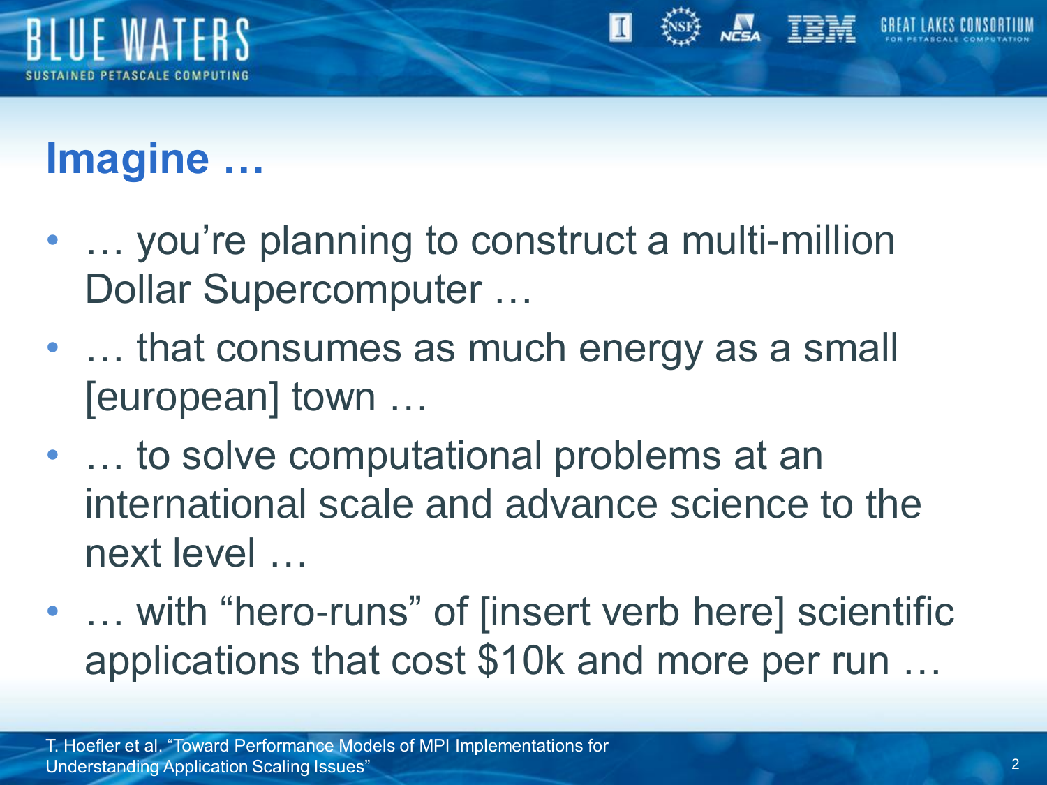# Imagine …

- … you're planning to construct a multi-million Dollar Supercomputer …
- … that consumes as much energy as a small [european] town …
- … to solve computational problems at an international scale and advance science to the next level …
- … with "hero-runs" of [insert verb here] scientific applications that cost $10k and more per run …

T. Hoefler et al. "Toward Performance Models of MPI Implementations for Understanding Application Scaling Issues"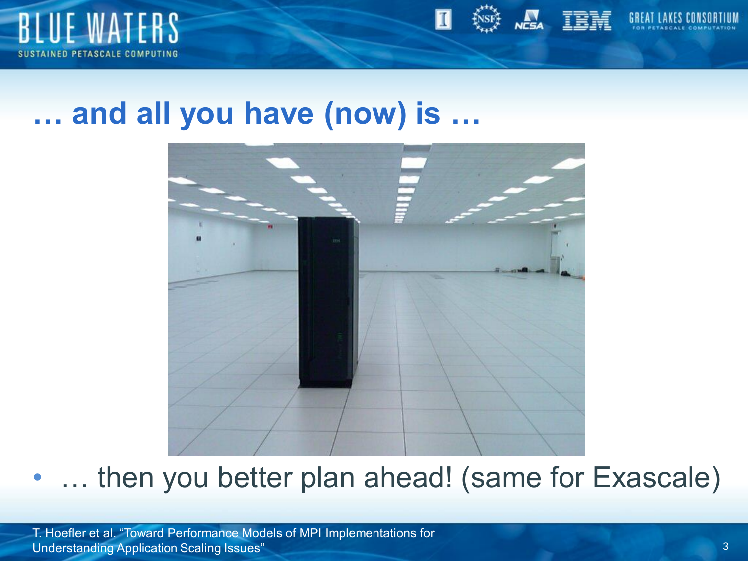# … and all you have (now) is …

- … then you better plan ahead! (same for Exascale)

T. Hoefler et al. "Toward Performance Models of MPI Implementations for Understanding Application Scaling Issues"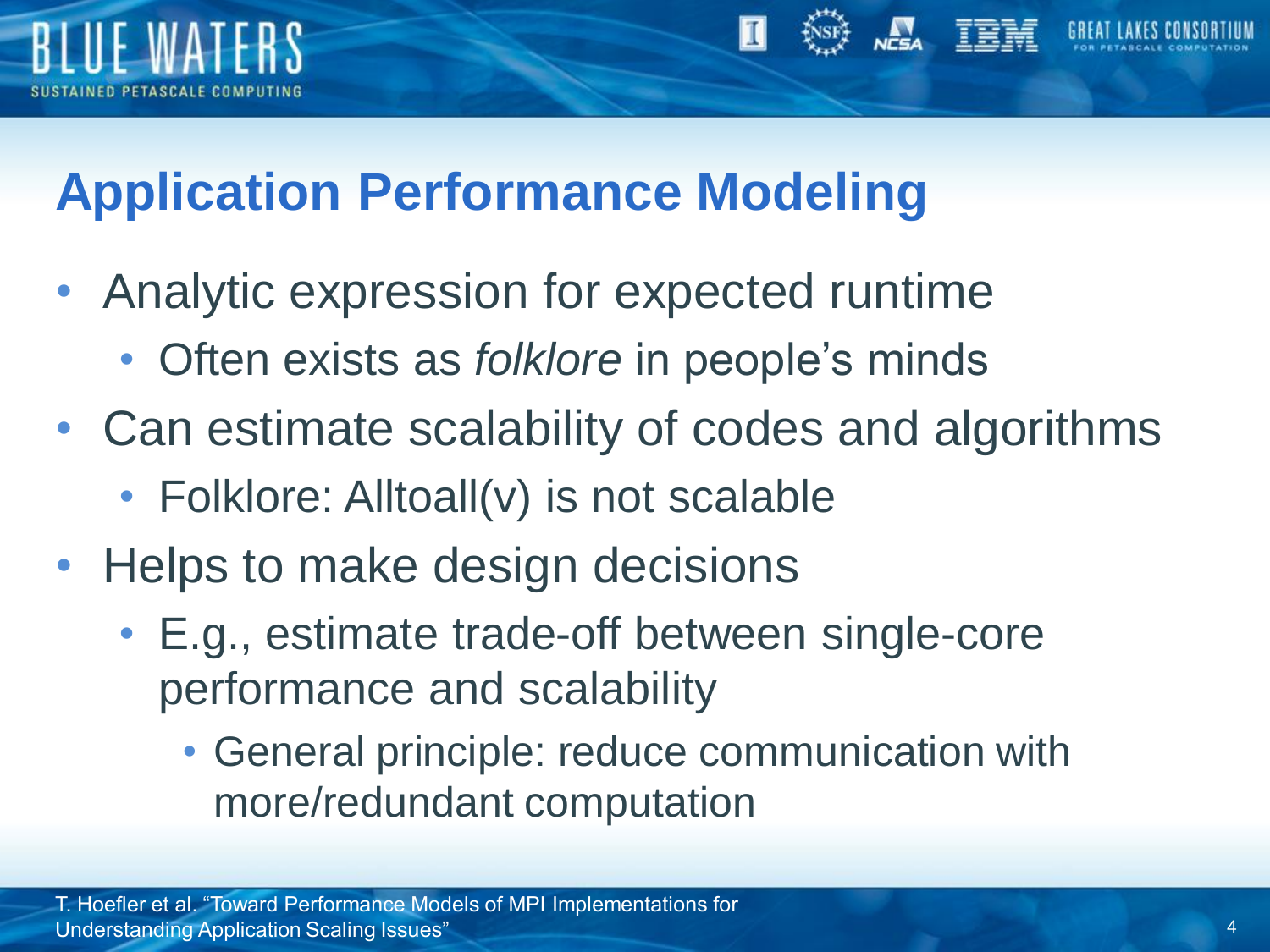# Application Performance Modeling

- Analytic expression for expected runtime
  - Often exists as *folklore* in people's minds
- Can estimate scalability of codes and algorithms
  - Folklore: Alltoall(v) is not scalable
- Helps to make design decisions
  - E.g., estimate trade-off between single-core performance and scalability
    - General principle: reduce communication with more/redundant computation

T. Hoefler et al. "Toward Performance Models of MPI Implementations for Understanding Application Scaling Issues"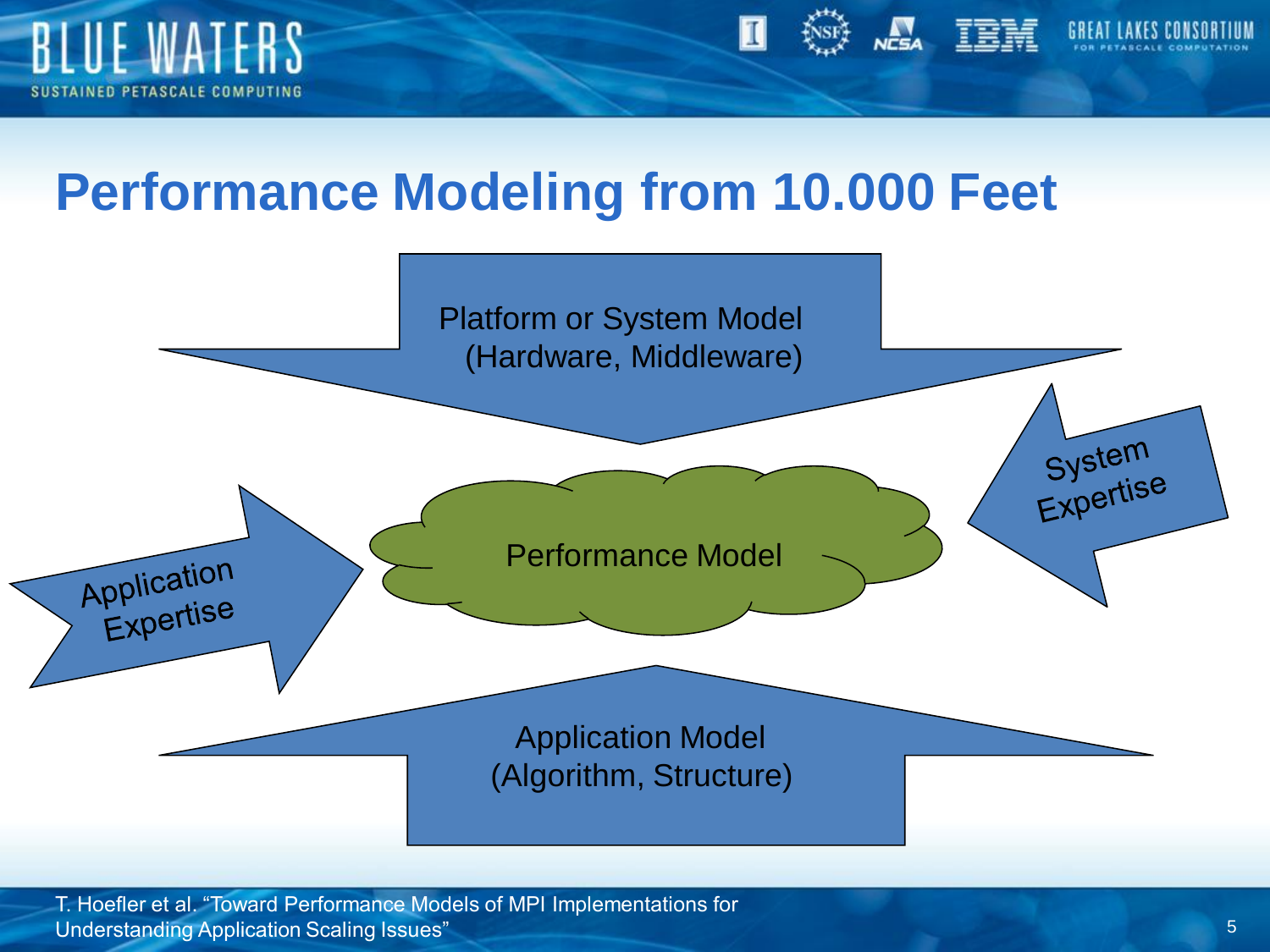# Performance Modeling from 10.000 Feet

Platform or System Model
(Hardware, Middleware)

Application Expertise

Performance Model

System Expertise

Application Model
(Algorithm, Structure)

T. Hoefler et al. "Toward Performance Models of MPI Implementations for Understanding Application Scaling Issues"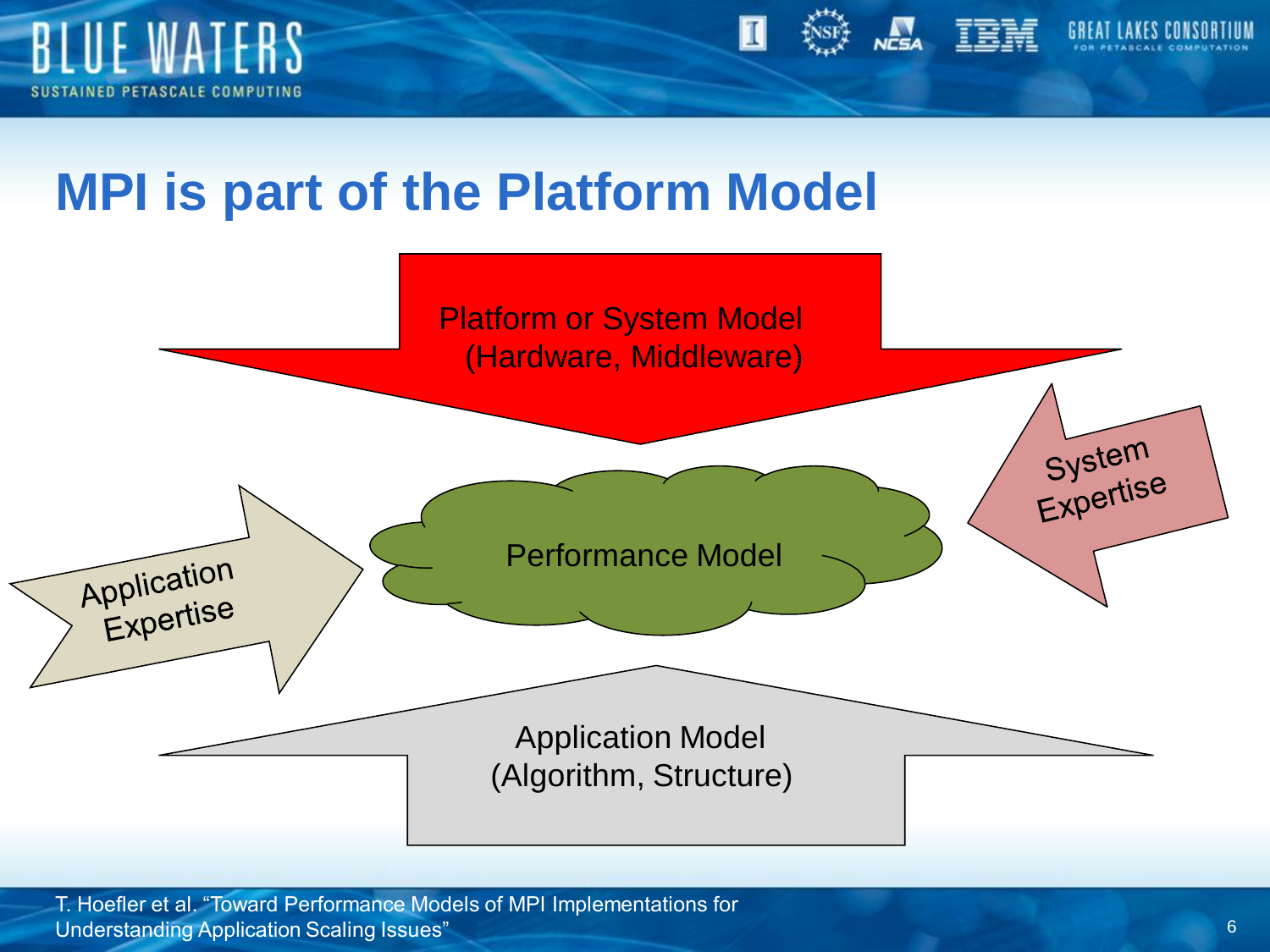# MPI is part of the Platform Model

Platform or System Model (Hardware, Middleware)

Application Expertise

Performance Model

System Expertise

Application Model (Algorithm, Structure)

T. Hoefler et al. “Toward Performance Models of MPI Implementations for Understanding Application Scaling Issues”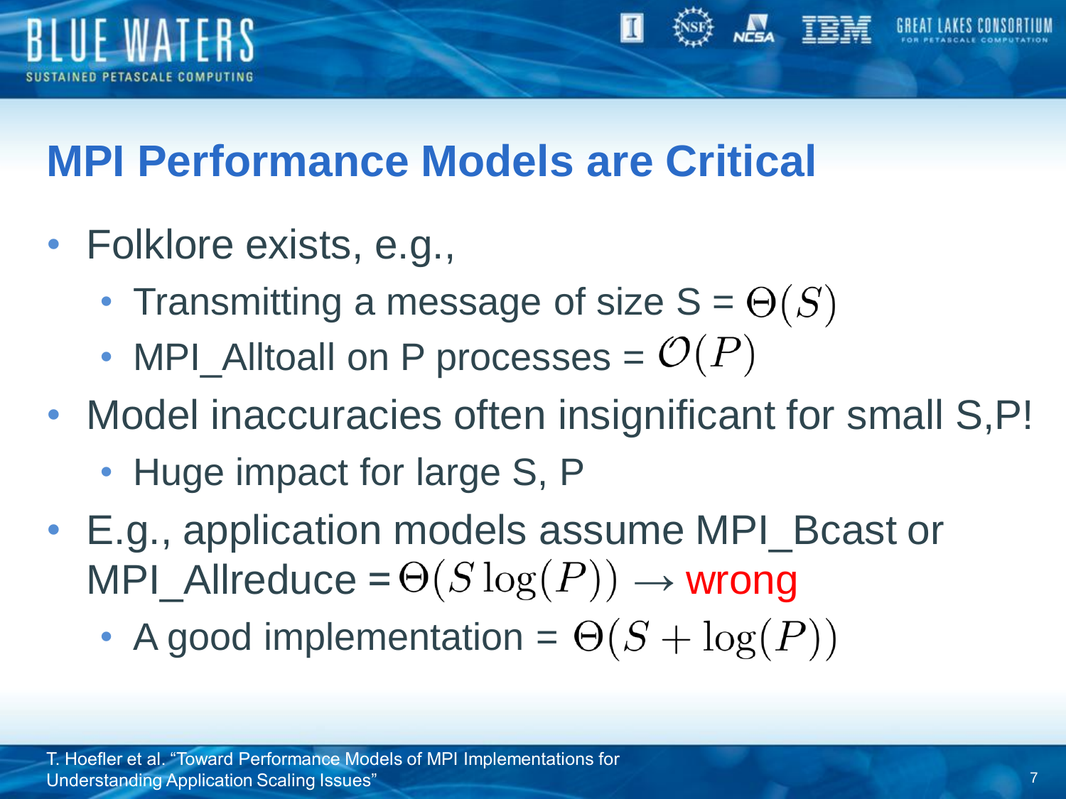# MPI Performance Models are Critical

- Folklore exists, e.g.,
  - Transmitting a message of size S = $\Theta(S)$
  - MPI_Alltoall on P processes = $\mathcal{O}(P)$
- Model inaccuracies often insignificant for small S,P!
  - Huge impact for large S, P
- E.g., application models assume MPI_Bcast or MPI_Allreduce = $\Theta(S \log(P)) \rightarrow$ wrong
  - A good implementation = $\Theta(S + \log(P))$

T. Hoefler et al. "Toward Performance Models of MPI Implementations for Understanding Application Scaling Issues"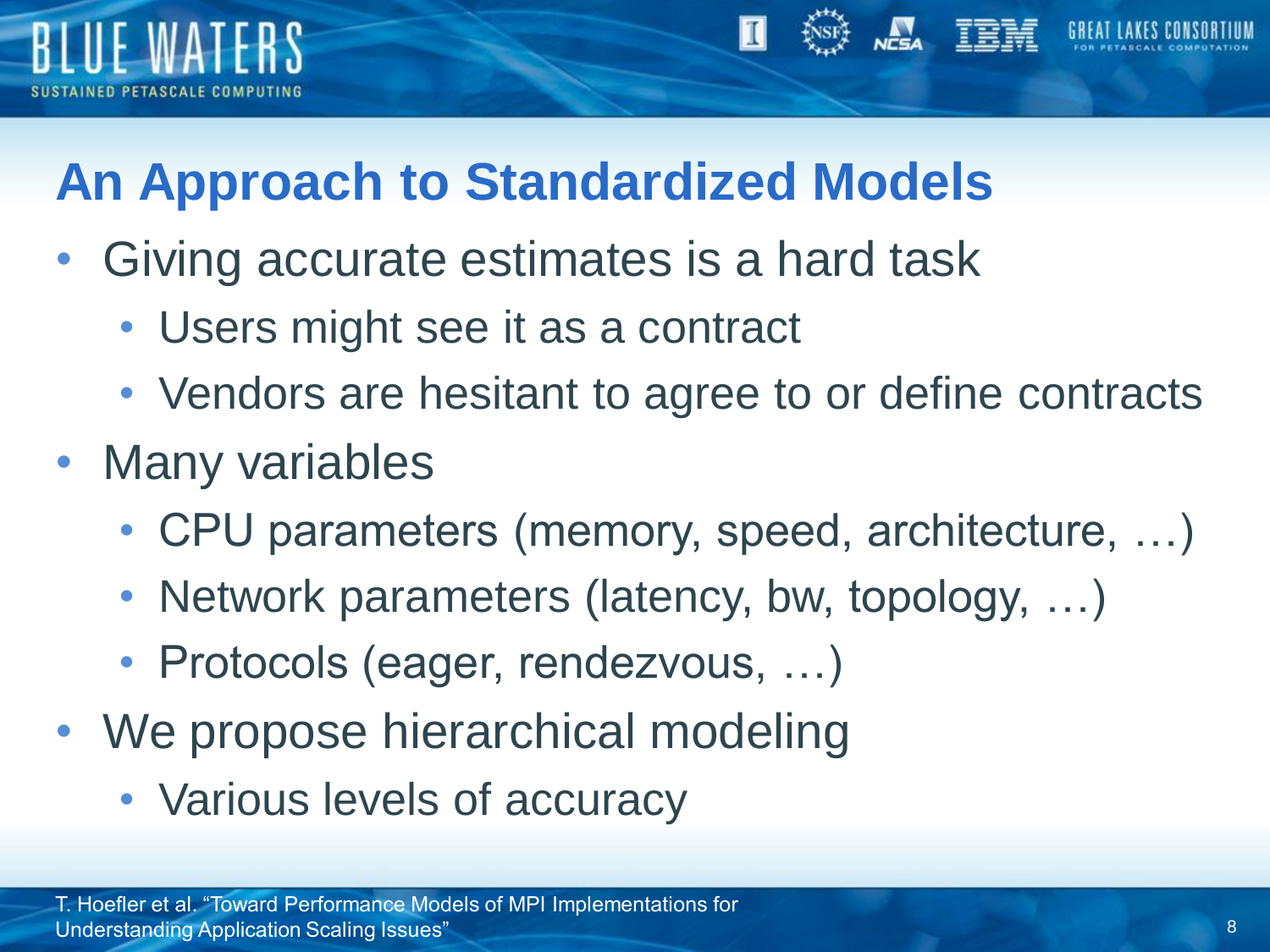## An Approach to Standardized Models

- Giving accurate estimates is a hard task
  - Users might see it as a contract
  - Vendors are hesitant to agree to or define contracts
- Many variables
  - CPU parameters (memory, speed, architecture, …)
  - Network parameters (latency, bw, topology, …)
  - Protocols (eager, rendezvous, …)
- We propose hierarchical modeling
  - Various levels of accuracy

T. Hoefler et al. "Toward Performance Models of MPI Implementations for Understanding Application Scaling Issues"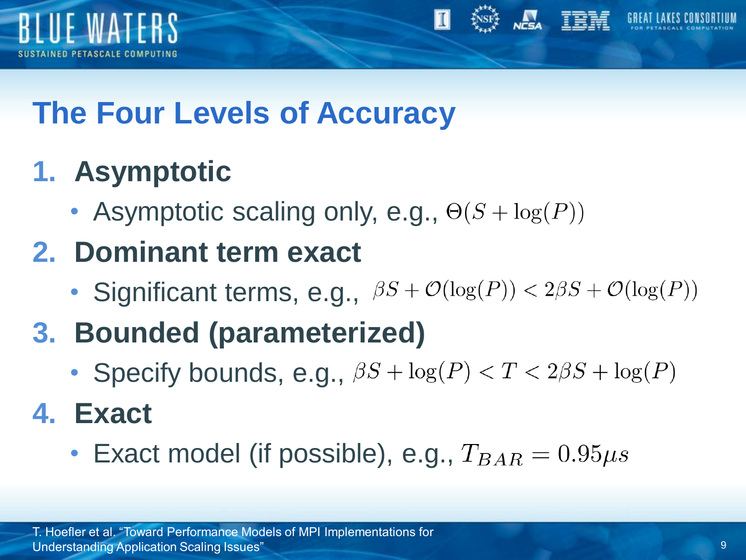# The Four Levels of Accuracy

1. **Asymptotic**
   - Asymptotic scaling only, e.g., $\Theta(S + \log(P))$
2. **Dominant term exact**
   - Significant terms, e.g., $\beta S + \mathcal{O}(\log(P)) < 2\beta S + \mathcal{O}(\log(P))$
3. **Bounded (parameterized)**
   - Specify bounds, e.g., $\beta S + \log(P) < T < 2\beta S + \log(P)$
4. **Exact**
   - Exact model (if possible), e.g., $T_{BAR} = 0.95\mu s$

T. Hoefler et al. "Toward Performance Models of MPI Implementations for Understanding Application Scaling Issues"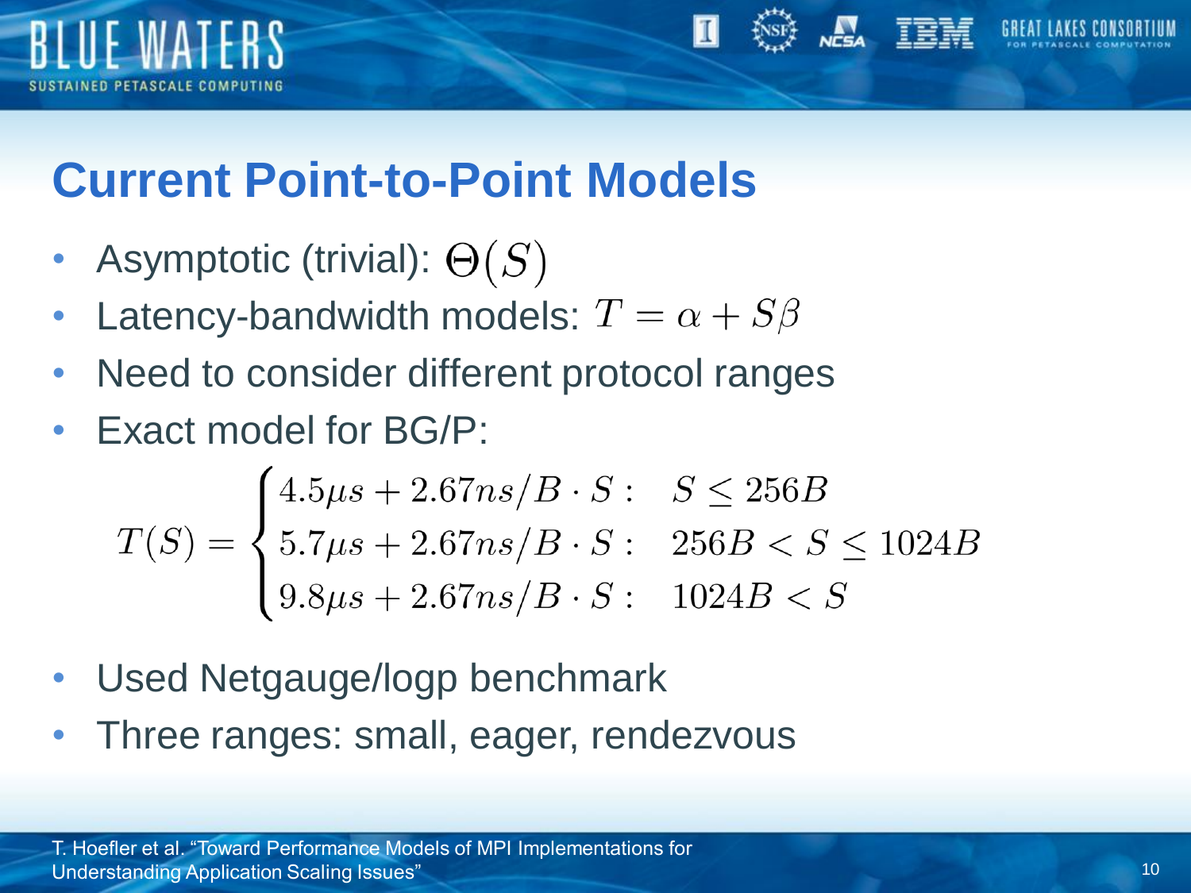# Current Point-to-Point Models

- Asymptotic (trivial): $\Theta(S)$
- Latency-bandwidth models: $T = \alpha + S\beta$
- Need to consider different protocol ranges
- Exact model for BG/P:

$$
T(S) = \begin{cases} 4.5\mu s + 2.67ns/B \cdot S: & S \leq 256B \\ 5.7\mu s + 2.67ns/B \cdot S: & 256B < S \leq 1024B \\ 9.8\mu s + 2.67ns/B \cdot S: & 1024B < S \end{cases}
$$

- Used Netgauge/logp benchmark
- Three ranges: small, eager, rendezvous

T. Hoefler et al. "Toward Performance Models of MPI Implementations for Understanding Application Scaling Issues"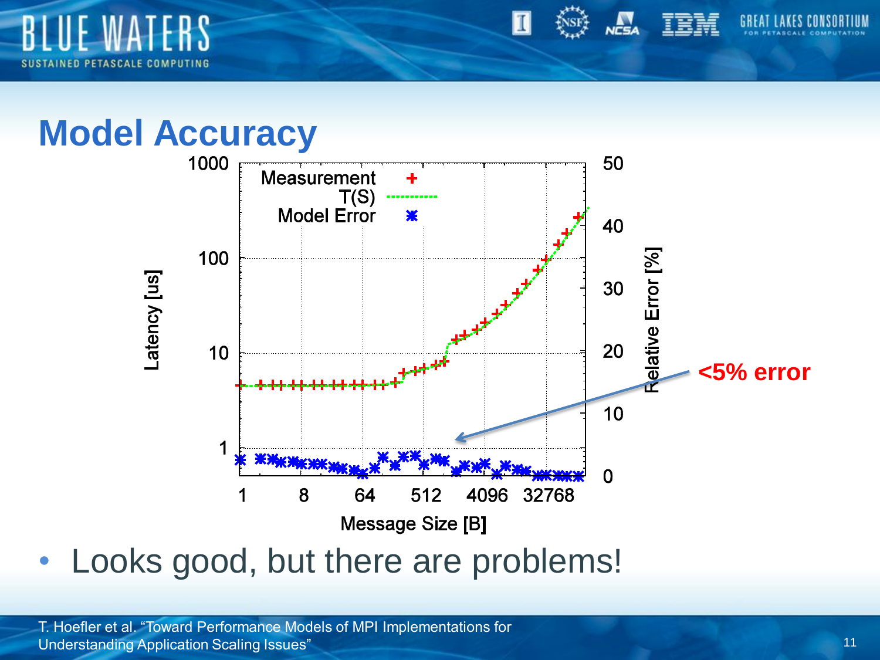# Model Accuracy

<5% error

- Looks good, but there are problems!

T. Hoefler et al. "Toward Performance Models of MPI Implementations for Understanding Application Scaling Issues"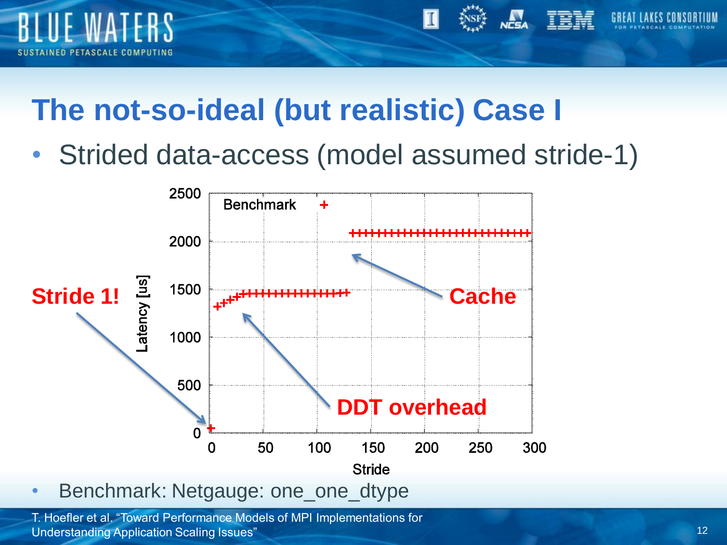# The not-so-ideal (but realistic) Case I

- Strided data-access (model assumed stride-1)

- Benchmark: Netgauge: one_one_dtype

T. Hoefler et al. "Toward Performance Models of MPI Implementations for Understanding Application Scaling Issues"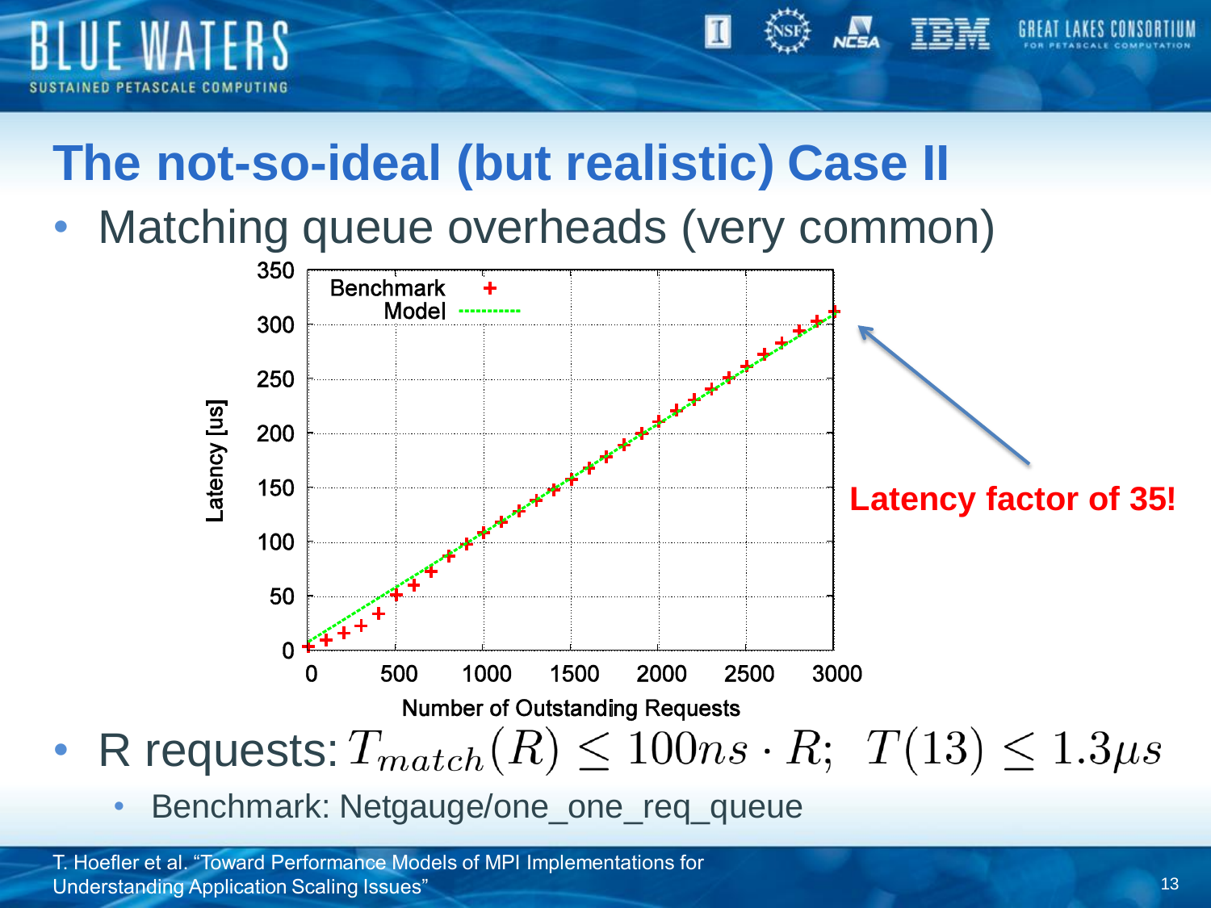# The not-so-ideal (but realistic) Case II

- Matching queue overheads (very common)

Latency factor of 35!

- R requests: $T_{match}(R) \leq 100ns \cdot R; \;\; T(13) \leq 1.3\mu s$
  - Benchmark: Netgauge/one_one_req_queue

T. Hoefler et al. “Toward Performance Models of MPI Implementations for Understanding Application Scaling Issues”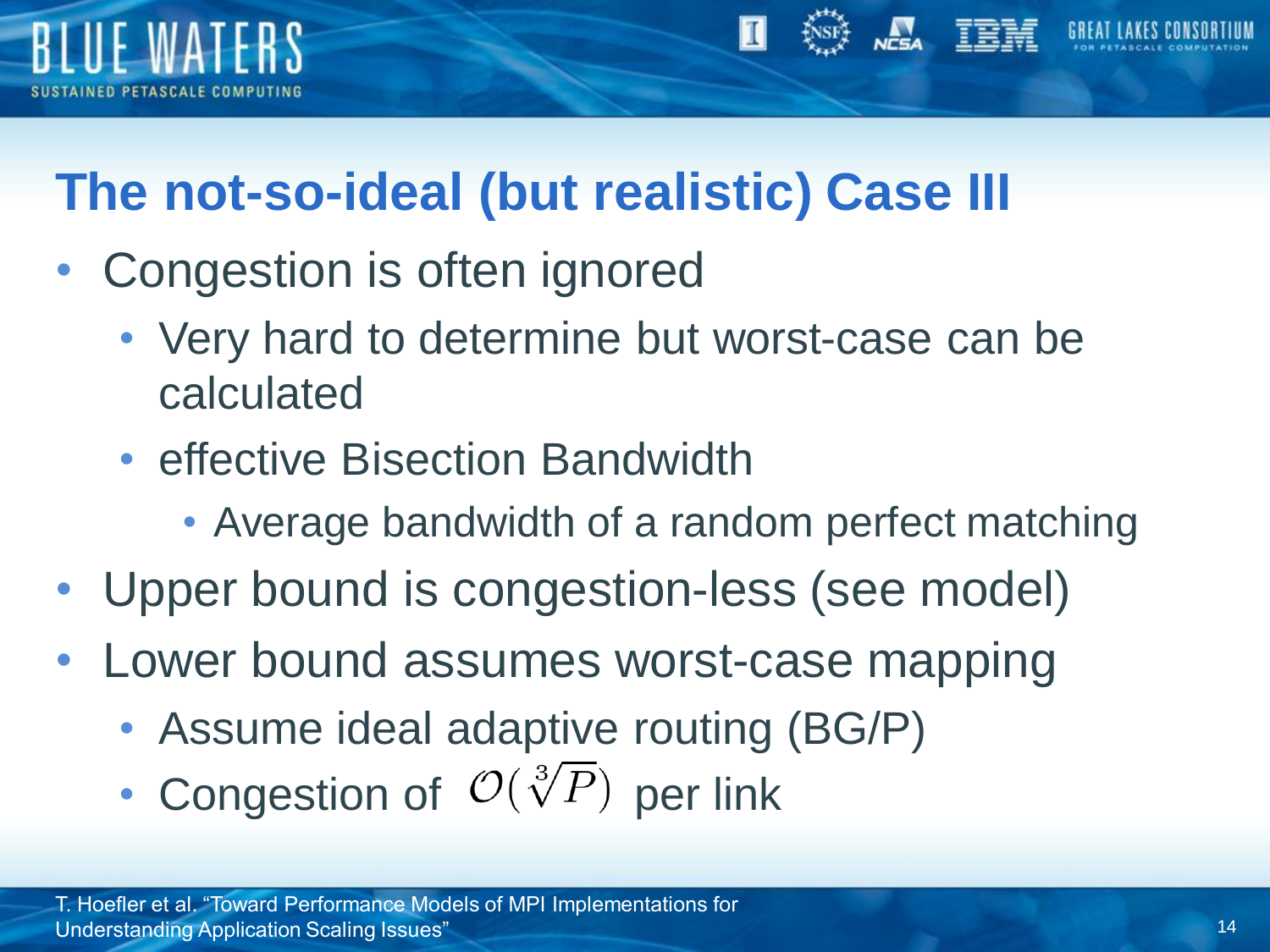# The not-so-ideal (but realistic) Case III

- Congestion is often ignored
  - Very hard to determine but worst-case can be calculated
  - effective Bisection Bandwidth
    - Average bandwidth of a random perfect matching
- Upper bound is congestion-less (see model)
- Lower bound assumes worst-case mapping
  - Assume ideal adaptive routing (BG/P)
  - Congestion of $\mathcal{O}(\sqrt[3]{P})$ per link

T. Hoefler et al. "Toward Performance Models of MPI Implementations for Understanding Application Scaling Issues"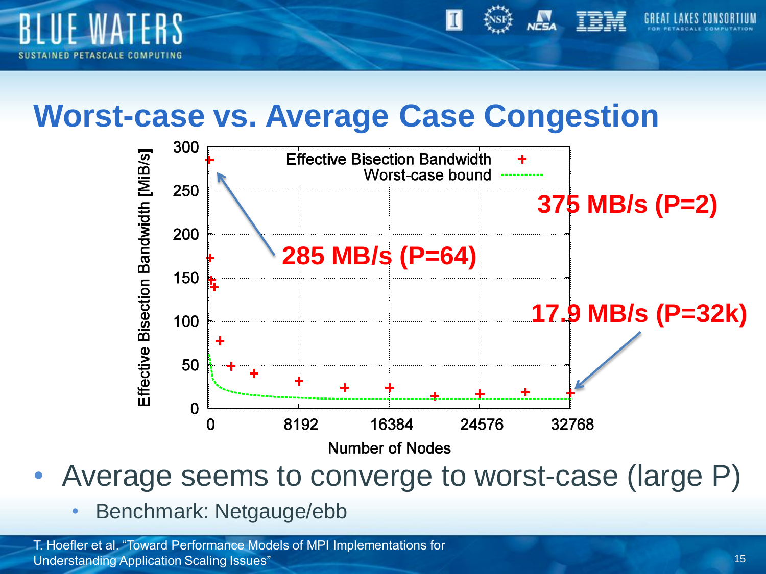# Worst-case vs. Average Case Congestion

- Average seems to converge to worst-case (large P)
  - Benchmark: Netgauge/ebb

T. Hoefler et al. "Toward Performance Models of MPI Implementations for Understanding Application Scaling Issues"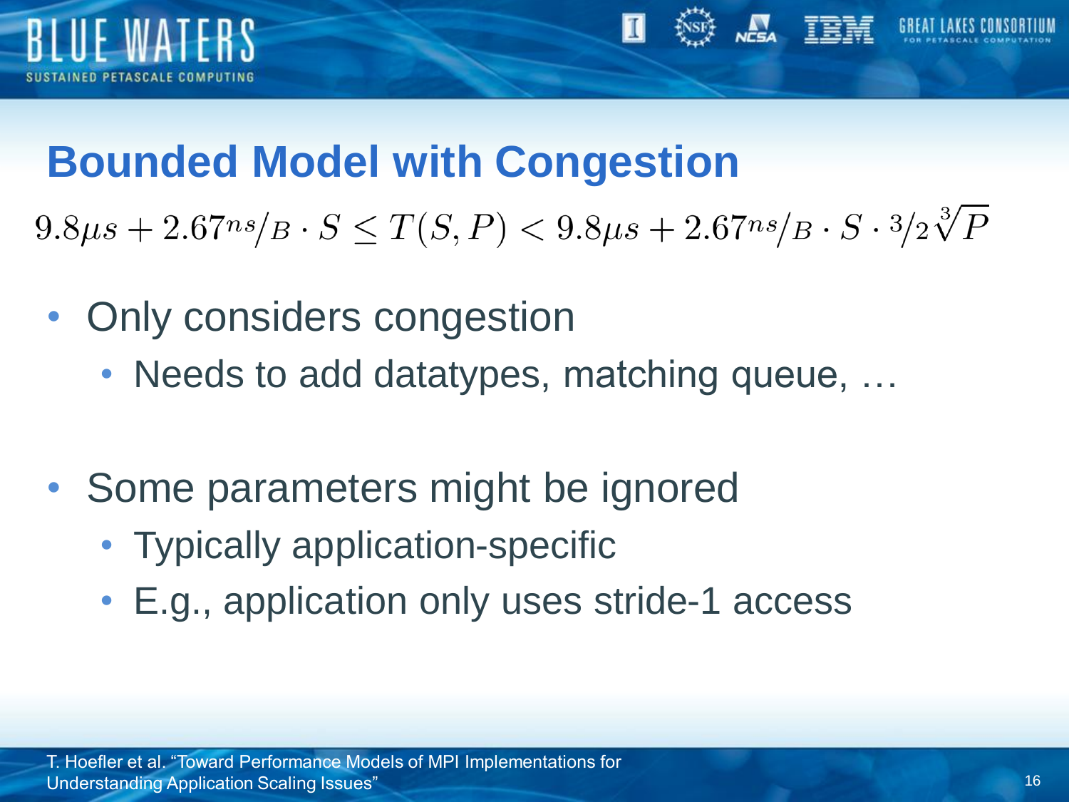# Bounded Model with Congestion

$$9.8\mu s + 2.67^{ns}/_{B} \cdot S \leq T(S,P) < 9.8\mu s + 2.67^{ns}/_{B} \cdot S \cdot {}^{3}/_{2}\sqrt[3]{P}$$

- Only considers congestion
  - Needs to add datatypes, matching queue, …
- Some parameters might be ignored
  - Typically application-specific
  - E.g., application only uses stride-1 access

T. Hoefler et al. "Toward Performance Models of MPI Implementations for Understanding Application Scaling Issues"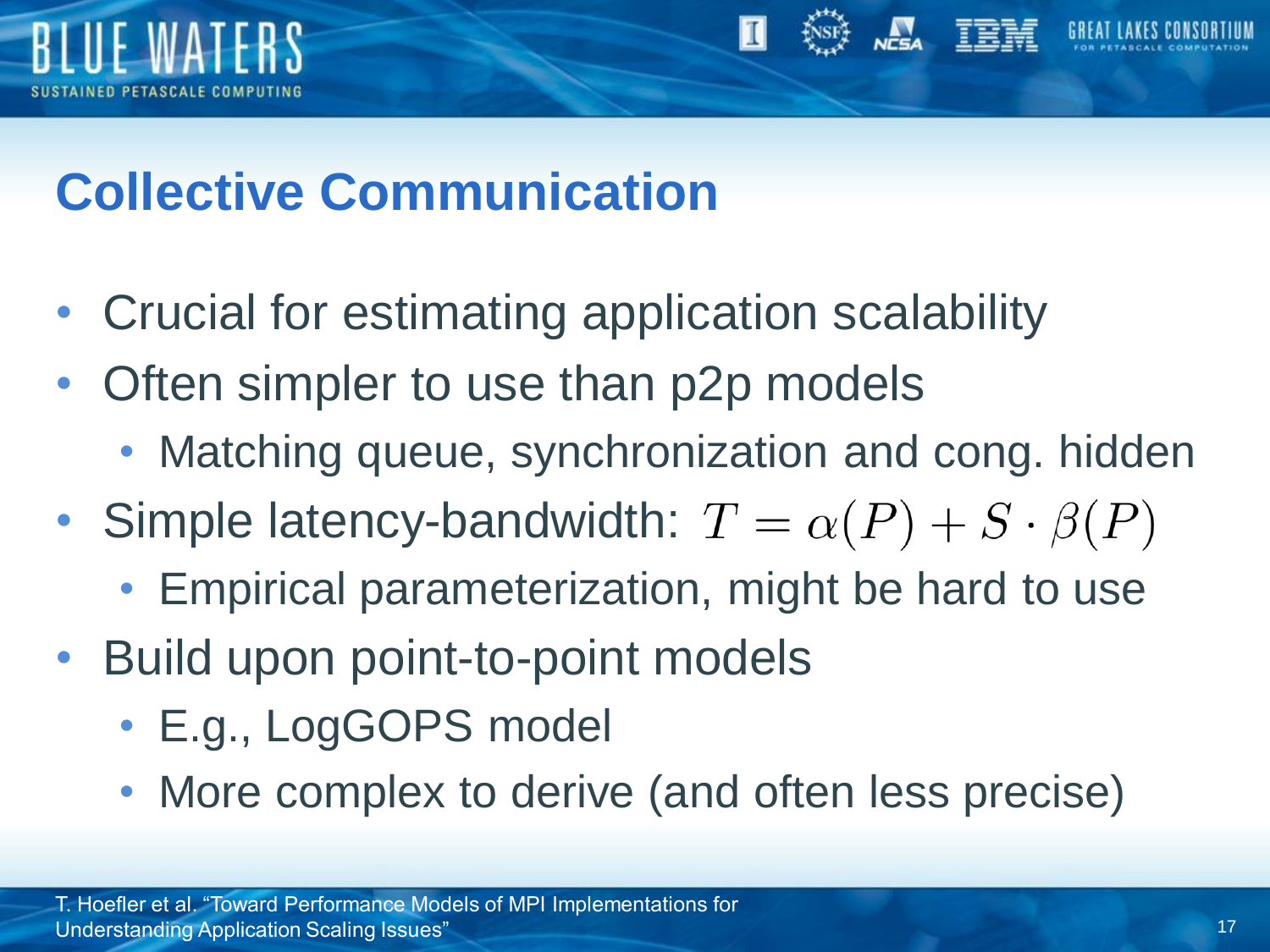# Collective Communication

- Crucial for estimating application scalability
- Often simpler to use than p2p models
  - Matching queue, synchronization and cong. hidden
- Simple latency-bandwidth: $T = \alpha(P) + S \cdot \beta(P)$
  - Empirical parameterization, might be hard to use
- Build upon point-to-point models
  - E.g., LogGOPS model
  - More complex to derive (and often less precise)

T. Hoefler et al. "Toward Performance Models of MPI Implementations for Understanding Application Scaling Issues"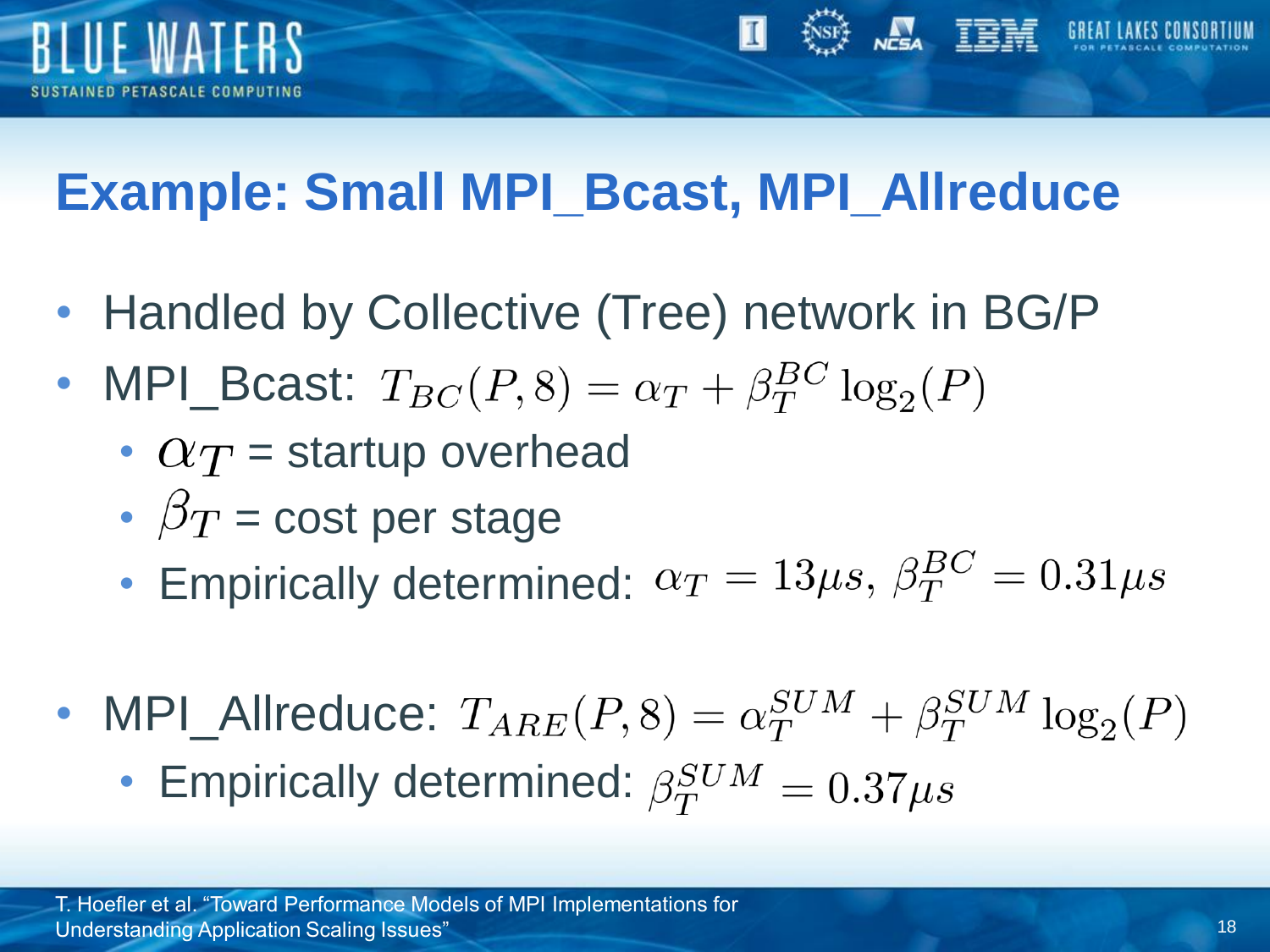## Example: Small MPI_Bcast, MPI_Allreduce

- Handled by Collective (Tree) network in BG/P
- MPI_Bcast: $T_{BC}(P, 8) = \alpha_T + \beta_T^{BC} \log_2(P)$
  - $\alpha_T$ = startup overhead
  - $\beta_T$ = cost per stage
  - Empirically determined: $\alpha_T = 13\mu s$, $\beta_T^{BC} = 0.31\mu s$
- MPI_Allreduce: $T_{ARE}(P, 8) = \alpha_T^{SUM} + \beta_T^{SUM} \log_2(P)$
  - Empirically determined: $\beta_T^{SUM} = 0.37\mu s$

T. Hoefler et al. "Toward Performance Models of MPI Implementations for Understanding Application Scaling Issues"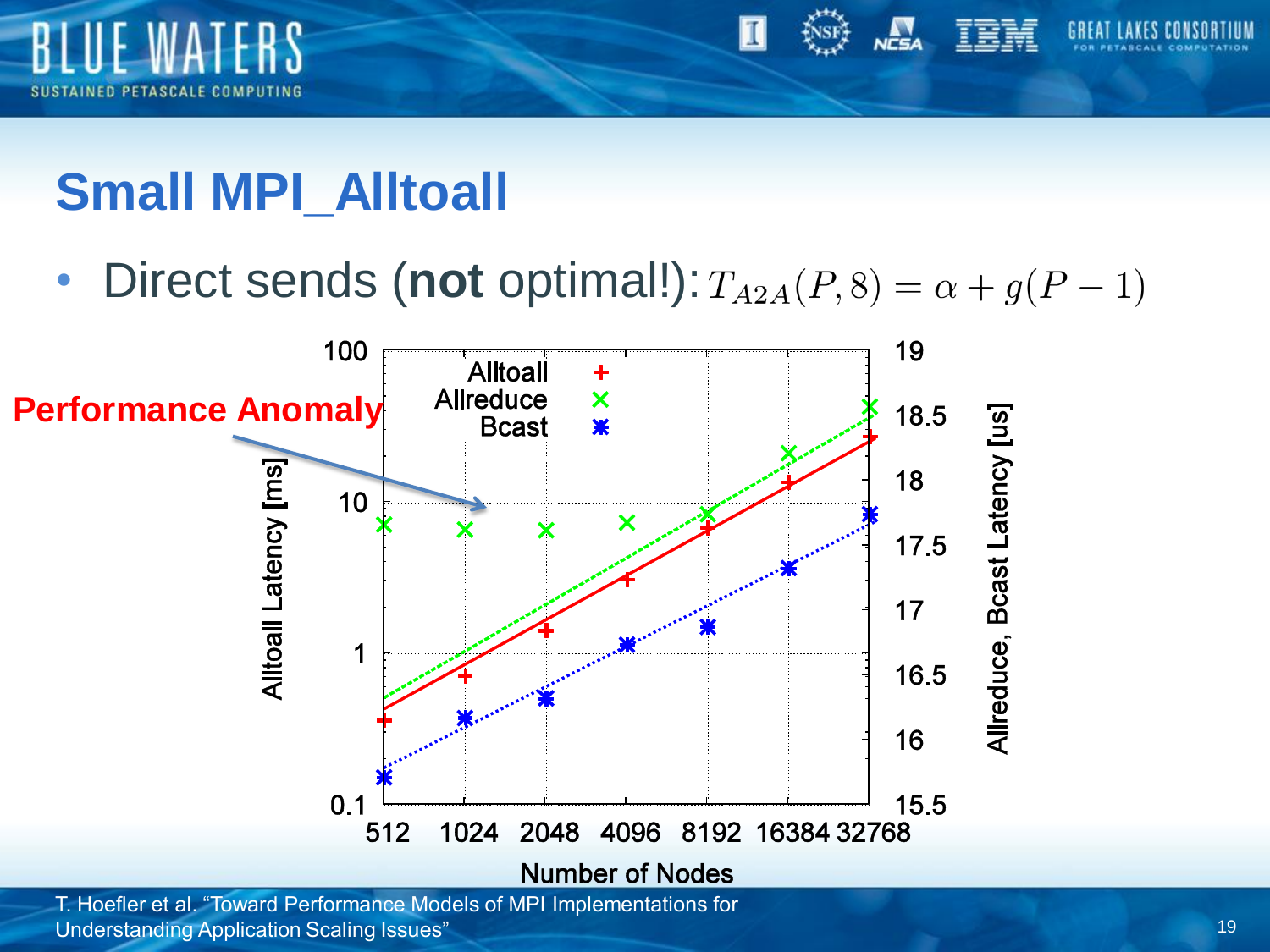# Small MPI_Alltoall

- Direct sends (**not** optimal!): $T_{A2A}(P,8) = \alpha + g(P-1)$

Performance Anomaly

T. Hoefler et al. "Toward Performance Models of MPI Implementations for Understanding Application Scaling Issues"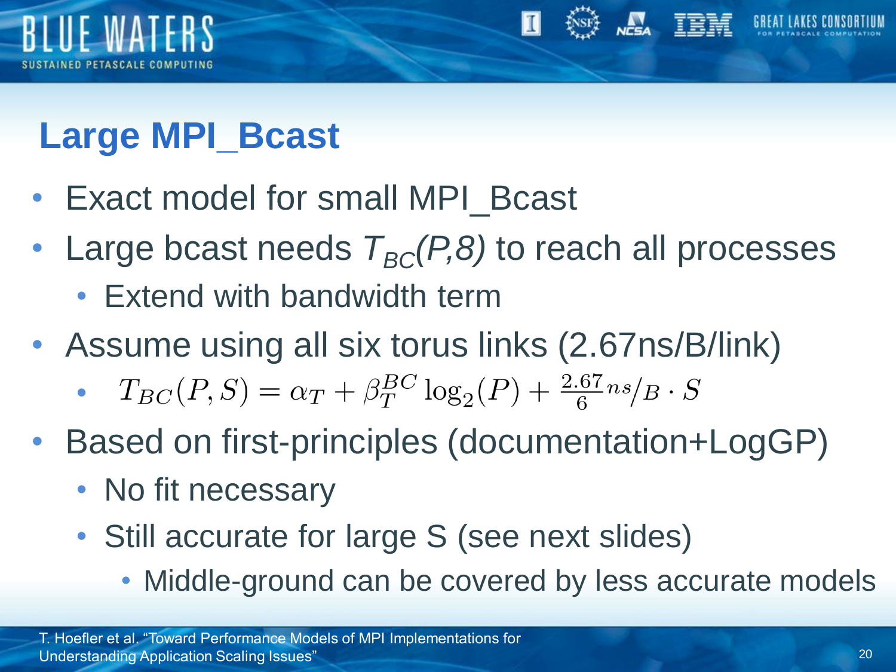## Large MPI_Bcast

- Exact model for small MPI_Bcast
- Large bcast needs $T_{BC}(P,8)$ to reach all processes
  - Extend with bandwidth term
- Assume using all six torus links (2.67ns/B/link)
  - $T_{BC}(P,S) = \alpha_T + \beta_T^{BC} \log_2(P) + \frac{2.67}{6} ns/_B \cdot S$
- Based on first-principles (documentation+LogGP)
  - No fit necessary
  - Still accurate for large S (see next slides)
    - Middle-ground can be covered by less accurate models

T. Hoefler et al. "Toward Performance Models of MPI Implementations for Understanding Application Scaling Issues"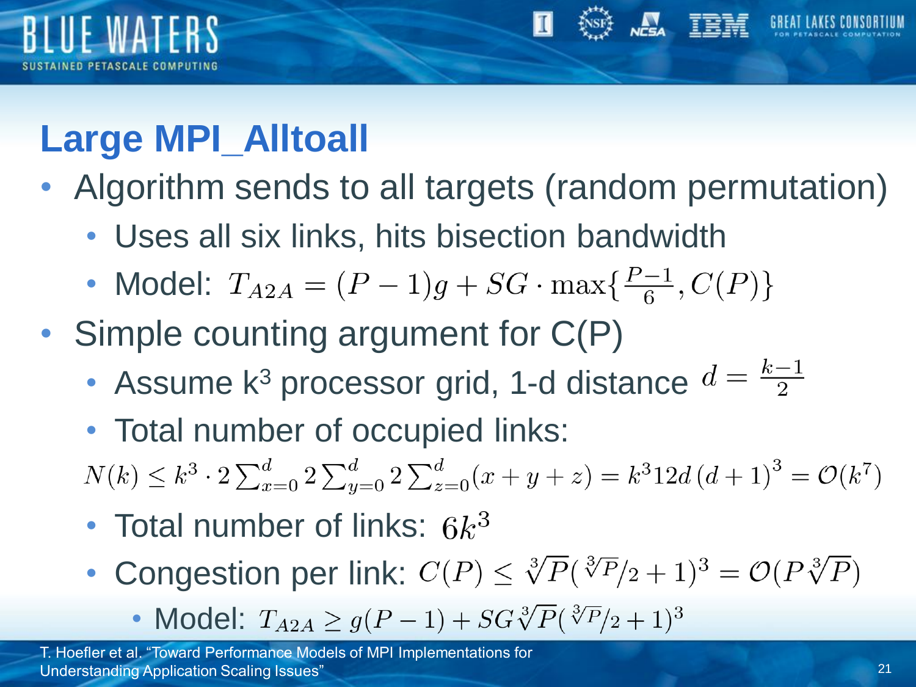# Large MPI_Alltoall

- Algorithm sends to all targets (random permutation)
  - Uses all six links, hits bisection bandwidth
  - Model: $T_{A2A} = (P-1)g + SG \cdot \max\{\frac{P-1}{6}, C(P)\}$
- Simple counting argument for C(P)
  - Assume k³ processor grid, 1-d distance $d = \frac{k-1}{2}$
  - Total number of occupied links:

$$N(k) \leq k^3 \cdot 2\sum_{x=0}^{d} 2\sum_{y=0}^{d} 2\sum_{z=0}^{d}(x+y+z) = k^3 12d\,(d+1)^3 = \mathcal{O}(k^7)$$

  - Total number of links: $6k^3$
  - Congestion per link: $C(P) \leq \sqrt[3]{P}(\sqrt[3]{P}/2 + 1)^3 = \mathcal{O}(P\sqrt[3]{P})$
    - Model: $T_{A2A} \geq g(P-1) + SG\sqrt[3]{P}(\sqrt[3]{P}/2 + 1)^3$

T. Hoefler et al. "Toward Performance Models of MPI Implementations for Understanding Application Scaling Issues"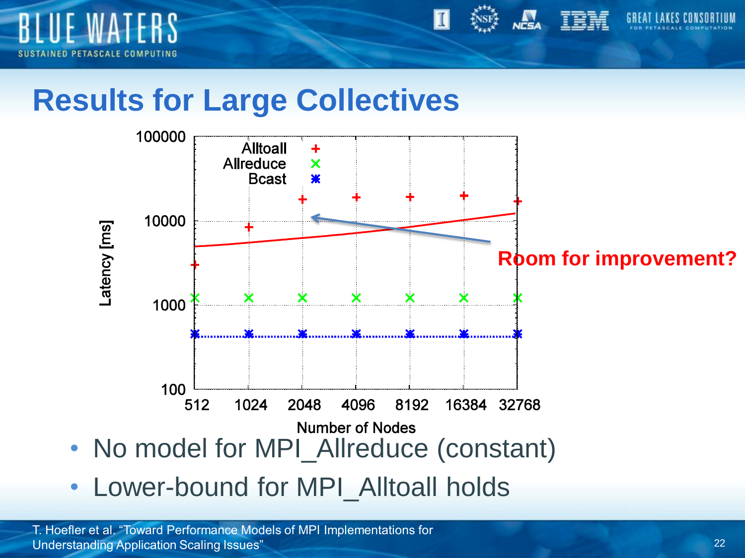# Results for Large Collectives

Room for improvement?

- No model for MPI_Allreduce (constant)
- Lower-bound for MPI_Alltoall holds

T. Hoefler et al. "Toward Performance Models of MPI Implementations for Understanding Application Scaling Issues"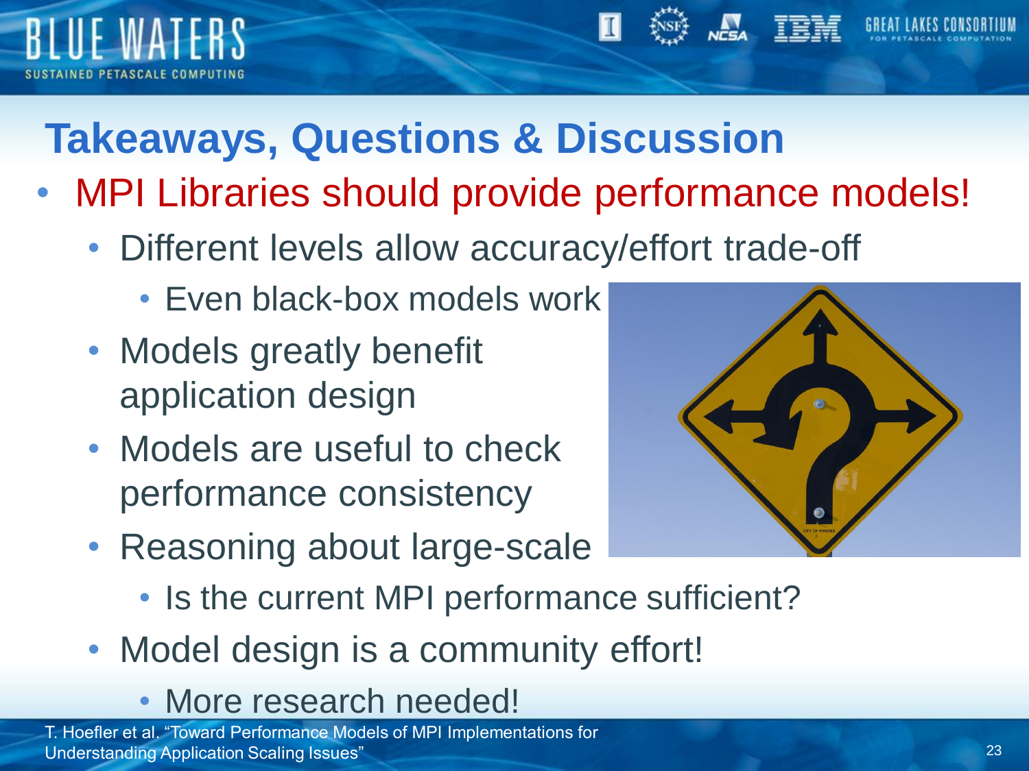# Takeaways, Questions & Discussion

- MPI Libraries should provide performance models!
  - Different levels allow accuracy/effort trade-off
    - Even black-box models work
  - Models greatly benefit application design
  - Models are useful to check performance consistency
  - Reasoning about large-scale
    - Is the current MPI performance sufficient?
  - Model design is a community effort!
    - More research needed!

T. Hoefler et al. “Toward Performance Models of MPI Implementations for Understanding Application Scaling Issues”